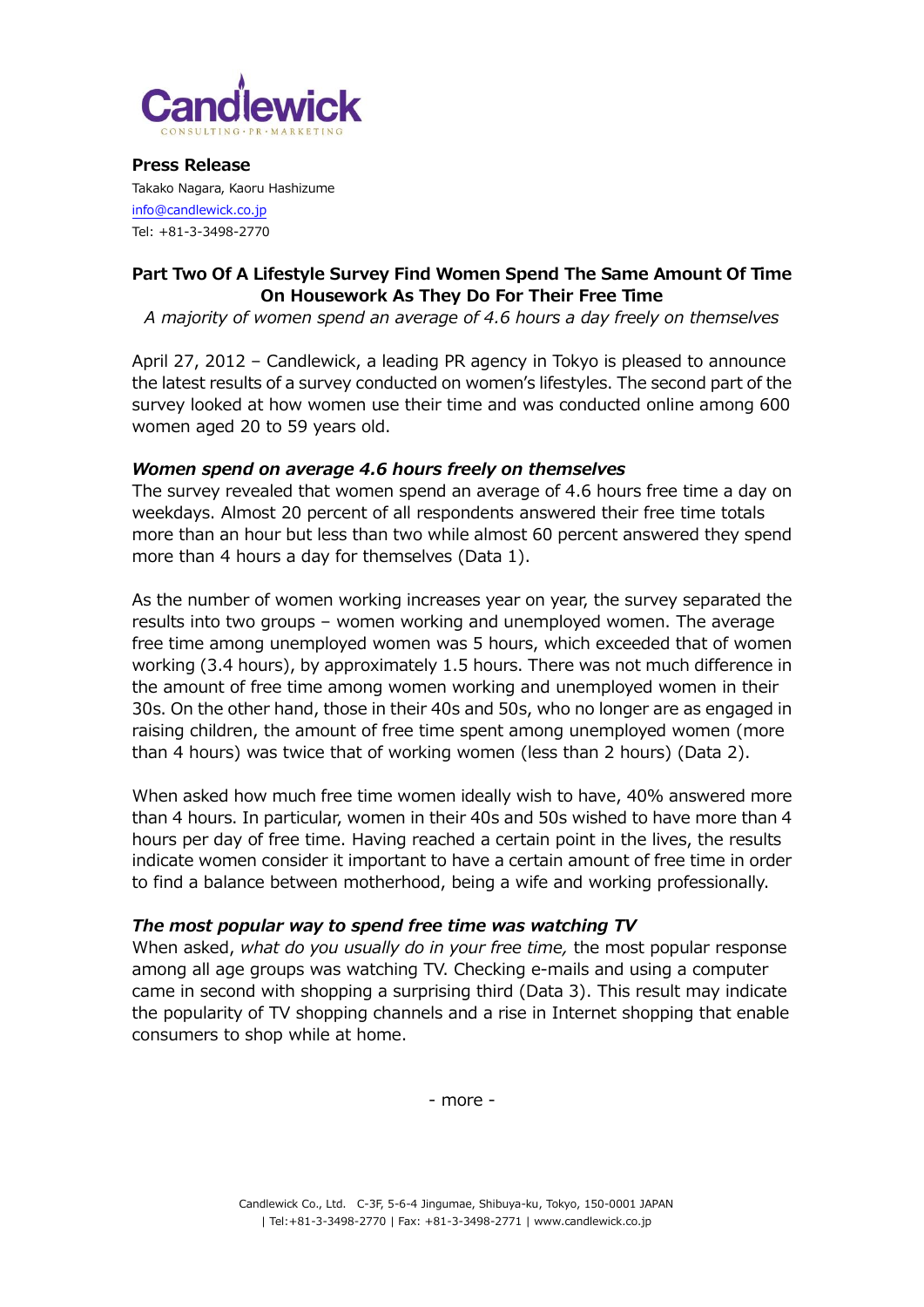Candlewick

CONSULTING・PR・MARKETING

**Press Release**

Takako Nagara, Kaoru Hashizume
info@candlewick.co.jp
Tel: +81-3-3498-2770

## Part Two Of A Lifestyle Survey Find Women Spend The Same Amount Of Time On Housework As They Do For Their Free Time

*A majority of women spend an average of 4.6 hours a day freely on themselves*

April 27, 2012 – Candlewick, a leading PR agency in Tokyo is pleased to announce the latest results of a survey conducted on women's lifestyles. The second part of the survey looked at how women use their time and was conducted online among 600 women aged 20 to 59 years old.

### *Women spend on average 4.6 hours freely on themselves*

The survey revealed that women spend an average of 4.6 hours free time a day on weekdays. Almost 20 percent of all respondents answered their free time totals more than an hour but less than two while almost 60 percent answered they spend more than 4 hours a day for themselves (Data 1).

As the number of women working increases year on year, the survey separated the results into two groups – women working and unemployed women. The average free time among unemployed women was 5 hours, which exceeded that of women working (3.4 hours), by approximately 1.5 hours. There was not much difference in the amount of free time among women working and unemployed women in their 30s. On the other hand, those in their 40s and 50s, who no longer are as engaged in raising children, the amount of free time spent among unemployed women (more than 4 hours) was twice that of working women (less than 2 hours) (Data 2).

When asked how much free time women ideally wish to have, 40% answered more than 4 hours. In particular, women in their 40s and 50s wished to have more than 4 hours per day of free time. Having reached a certain point in the lives, the results indicate women consider it important to have a certain amount of free time in order to find a balance between motherhood, being a wife and working professionally.

### *The most popular way to spend free time was watching TV*

When asked, *what do you usually do in your free time,* the most popular response among all age groups was watching TV. Checking e-mails and using a computer came in second with shopping a surprising third (Data 3). This result may indicate the popularity of TV shopping channels and a rise in Internet shopping that enable consumers to shop while at home.

- more -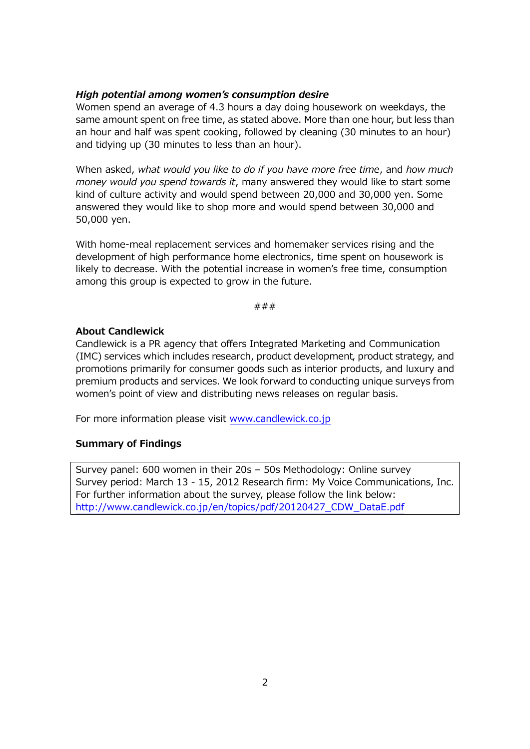***High potential among women's consumption desire***

Women spend an average of 4.3 hours a day doing housework on weekdays, the same amount spent on free time, as stated above. More than one hour, but less than an hour and half was spent cooking, followed by cleaning (30 minutes to an hour) and tidying up (30 minutes to less than an hour).

When asked, *what would you like to do if you have more free time*, and *how much money would you spend towards it*, many answered they would like to start some kind of culture activity and would spend between 20,000 and 30,000 yen. Some answered they would like to shop more and would spend between 30,000 and 50,000 yen.

With home-meal replacement services and homemaker services rising and the development of high performance home electronics, time spent on housework is likely to decrease. With the potential increase in women's free time, consumption among this group is expected to grow in the future.

###

**About Candlewick**

Candlewick is a PR agency that offers Integrated Marketing and Communication (IMC) services which includes research, product development, product strategy, and promotions primarily for consumer goods such as interior products, and luxury and premium products and services. We look forward to conducting unique surveys from women's point of view and distributing news releases on regular basis.

For more information please visit [www.candlewick.co.jp](http://www.candlewick.co.jp)

**Summary of Findings**

Survey panel: 600 women in their 20s – 50s Methodology: Online survey
Survey period: March 13 - 15, 2012 Research firm: My Voice Communications, Inc.
For further information about the survey, please follow the link below:
http://www.candlewick.co.jp/en/topics/pdf/20120427_CDW_DataE.pdf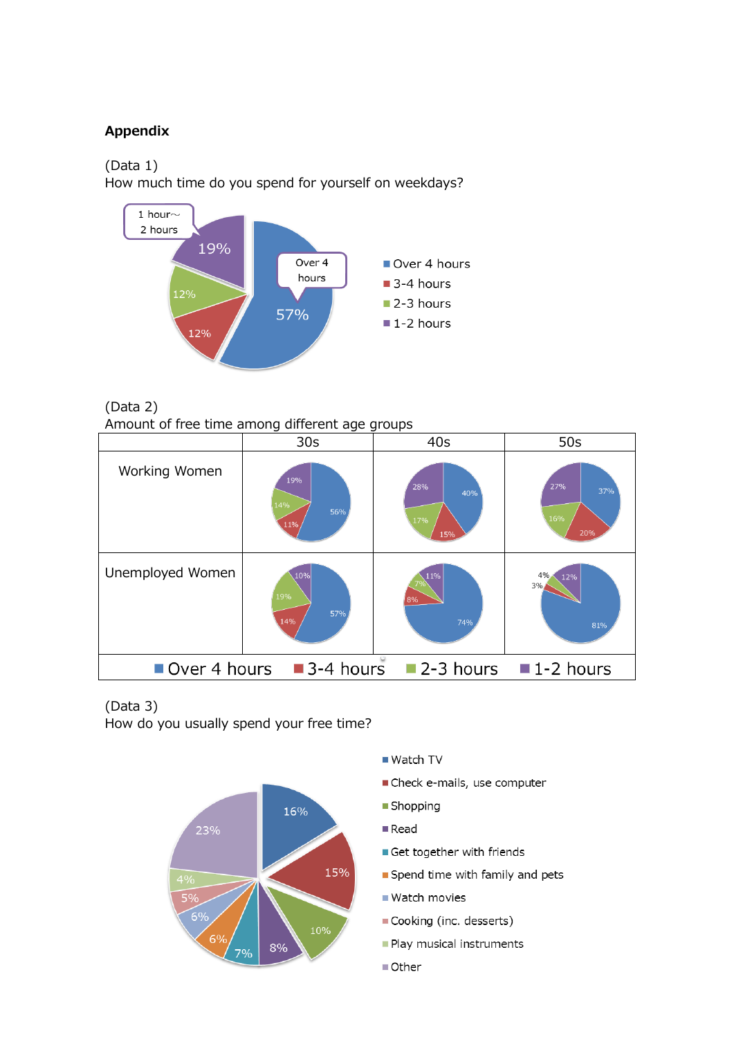**Appendix**

(Data 1)
How much time do you spend for yourself on weekdays?

1 hour～ 2 hours
19%
Over 4 hours
57%
12%
12%

Over 4 hours
3-4 hours
2-3 hours
1-2 hours

(Data 2)
Amount of free time among different age groups

| | 30s | 40s | 50s |
|---|---|---|---|
| Working Women | 19%, 56%, 14%, 11% | 28%, 40%, 17%, 15% | 27%, 37%, 16%, 20% |
| Unemployed Women | 10%, 19%, 57%, 14% | 11%, 7%, 8%, 74% | 4%, 12%, 3%, 81% |

Over 4 hours　3-4 hours　2-3 hours　1-2 hours

(Data 3)
How do you usually spend your free time?

23%
16%
15%
4%
5%
6%
6%
7%
8%
10%

Watch TV
Check e-mails, use computer
Shopping
Read
Get together with friends
Spend time with family and pets
Watch movies
Cooking (inc. desserts)
Play musical instruments
Other